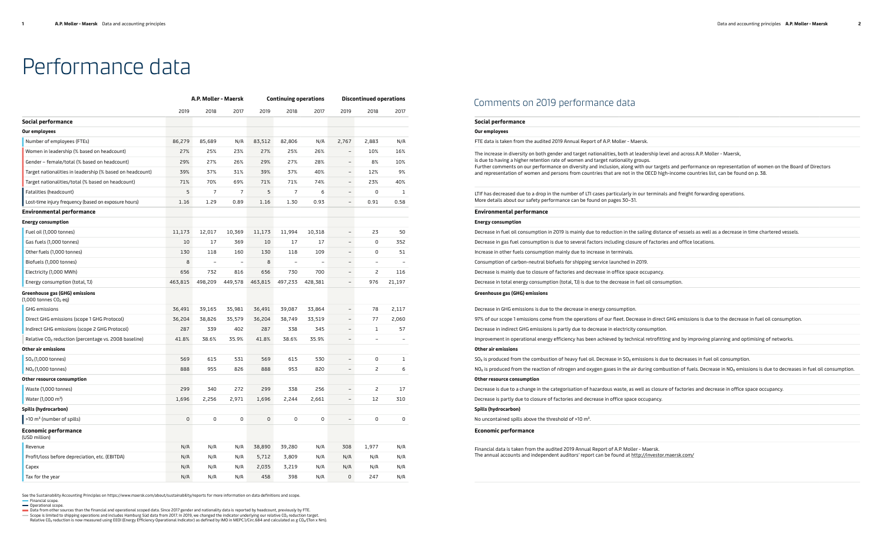# Performance data

| | A.P. Moller - Maersk | | | Continuing operations | | | Discontinued operations | | |
|---|---|---|---|---|---|---|---|---|---|
| | 2019 | 2018 | 2017 | 2019 | 2018 | 2017 | 2019 | 2018 | 2017 |
| **Social performance** | | | | | | | | | |
| **Our employees** | | | | | | | | | |
| Number of employees (FTEs) | 86,279 | 85,689 | N/A | 83,512 | 82,806 | N/A | 2,767 | 2,883 | N/A |
| Women in leadership (% based on headcount) | 27% | 25% | 23% | 27% | 25% | 26% | – | 10% | 16% |
| Gender – female/total (% based on headcount) | 29% | 27% | 26% | 29% | 27% | 28% | – | 8% | 10% |
| Target nationalities in leadership (% based on headcount) | 39% | 37% | 31% | 39% | 37% | 40% | – | 12% | 9% |
| Target nationalities/total (% based on headcount) | 71% | 70% | 69% | 71% | 71% | 74% | – | 23% | 40% |
| Fatalities (headcount) | 5 | 7 | 7 | 5 | 7 | 6 | – | 0 | 1 |
| Lost-time injury frequency (based on exposure hours) | 1.16 | 1.29 | 0.89 | 1.16 | 1.30 | 0.93 | – | 0.91 | 0.58 |
| **Environmental performance** | | | | | | | | | |
| **Energy consumption** | | | | | | | | | |
| Fuel oil (1,000 tonnes) | 11,173 | 12,017 | 10,369 | 11,173 | 11,994 | 10,318 | – | 23 | 50 |
| Gas fuels (1,000 tonnes) | 10 | 17 | 369 | 10 | 17 | 17 | – | 0 | 352 |
| Other fuels (1,000 tonnes) | 130 | 118 | 160 | 130 | 118 | 109 | – | 0 | 51 |
| Biofuels (1,000 tonnes) | 8 | – | – | 8 | – | – | – | – | – |
| Electricity (1,000 MWh) | 656 | 732 | 816 | 656 | 730 | 700 | – | 2 | 116 |
| Energy consumption (total, TJ) | 463,815 | 498,209 | 449,578 | 463,815 | 497,233 | 428,381 | – | 976 | 21,197 |
| **Greenhouse gas (GHG) emissions** (1,000 tonnes $CO_2$ eq) | | | | | | | | | |
| GHG emissions | 36,491 | 39,165 | 35,981 | 36,491 | 39,087 | 33,864 | – | 78 | 2,117 |
| Direct GHG emissions (scope 1 GHG Protocol) | 36,204 | 38,826 | 35,579 | 36,204 | 38,749 | 33,519 | – | 77 | 2,060 |
| Indirect GHG emissions (scope 2 GHG Protocol) | 287 | 339 | 402 | 287 | 338 | 345 | – | 1 | 57 |
| Relative $CO_2$ reduction (percentage vs. 2008 baseline) | 41.8% | 38.6% | 35.9% | 41.8% | 38.6% | 35.9% | – | – | – |
| **Other air emissions** | | | | | | | | | |
| $SO_x$ (1,000 tonnes) | 569 | 615 | 531 | 569 | 615 | 530 | – | 0 | 1 |
| $NO_x$ (1,000 tonnes) | 888 | 955 | 826 | 888 | 953 | 820 | – | 2 | 6 |
| **Other resource consumption** | | | | | | | | | |
| Waste (1,000 tonnes) | 299 | 340 | 272 | 299 | 338 | 256 | – | 2 | 17 |
| Water (1,000 $m^3$) | 1,696 | 2,256 | 2,971 | 1,696 | 2,244 | 2,661 | – | 12 | 310 |
| **Spills (hydrocarbon)** | | | | | | | | | |
| >10 $m^3$ (number of spills) | 0 | 0 | 0 | 0 | 0 | 0 | – | 0 | 0 |
| **Economic performance** (USD million) | | | | | | | | | |
| Revenue | N/A | N/A | N/A | 38,890 | 39,280 | N/A | 308 | 1,977 | N/A |
| Profit/loss before depreciation, etc. (EBITDA) | N/A | N/A | N/A | 5,712 | 3,809 | N/A | N/A | N/A | N/A |
| Capex | N/A | N/A | N/A | 2,035 | 3,219 | N/A | N/A | N/A | N/A |
| Tax for the year | N/A | N/A | N/A | 458 | 398 | N/A | 0 | 247 | N/A |

See the Sustainability Accounting Principles on https://www.maersk.com/about/sustainability/reports for more information on data definitions and scope.

- Financial scope.
- Operational scope.
- Data from other sources than the financial and operational scoped data. Since 2017 gender and nationality data is reported by headcount, previously by FTE.
- Scope is limited to shipping operations and includes Hamburg Süd data from 2017. In 2019, we changed the indicator underlying our relative $CO_2$ reduction target. Relative $CO_2$ reduction is now measured using EEOI (Energy Efficiency Operational Indicator) as defined by IMO in MEPC.1/Circ.684 and calculated as g $CO_2$/(Ton x Nm).

## Comments on 2019 performance data

### Social performance

**Our employees**

FTE data is taken from the audited 2019 Annual Report of A.P. Moller - Maersk.

The increase in diversity on both gender and target nationalities, both at leadership level and across A.P. Moller - Maersk, is due to having a higher retention rate of women and target nationality groups.
Further comments on our performance on diversity and inclusion, along with our targets and performance on representation of women on the Board of Directors and representation of women and persons from countries that are not in the OECD high-income countries list, can be found on p. 38.

LTIf has decreased due to a drop in the number of LTI cases particularly in our terminals and freight forwarding operations.
More details about our safety performance can be found on pages 30–31.

### Environmental performance

**Energy consumption**

Decrease in fuel oil consumption in 2019 is mainly due to reduction in the sailing distance of vessels as well as a decrease in time chartered vessels.

Decrease in gas fuel consumption is due to several factors including closure of factories and office locations.

Increase in other fuels consumption mainly due to increase in terminals.

Consumption of carbon-neutral biofuels for shipping service launched in 2019.

Decrease is mainly due to closure of factories and decrease in office space occupancy.

Decrease in total energy consumption (total, TJ) is due to the decrease in fuel oil consumption.

**Greenhouse gas (GHG) emissions**

Decrease in GHG emissions is due to the decrease in energy consumption.

97% of our scope 1 emissions come from the operations of our fleet. Decrease in direct GHG emissions is due to the decrease in fuel oil consumption.

Decrease in indirect GHG emissions is partly due to decrease in electricity consumption.

Improvement in operational energy efficiency has been achieved by technical retrofitting and by improving planning and optimising of networks.

**Other air emissions**

$SO_x$ is produced from the combustion of heavy fuel oil. Decrease in $SO_x$ emissions is due to decreases in fuel oil consumption.

$NO_x$ is produced from the reaction of nitrogen and oxygen gases in the air during combustion of fuels. Decrease in $NO_x$ emissions is due to decreases in fuel oil consumption.

**Other resource consumption**

Decrease is due to a change in the categorisation of hazardous waste, as well as closure of factories and decrease in office space occupancy.

Decrease is partly due to closure of factories and decrease in office space occupancy.

**Spills (hydrocarbon)**

No uncontained spills above the threshold of >10 $m^3$.

### Economic performance

Financial data is taken from the audited 2019 Annual Report of A.P. Moller - Maersk.
The annual accounts and independent auditors' report can be found at http://investor.maersk.com/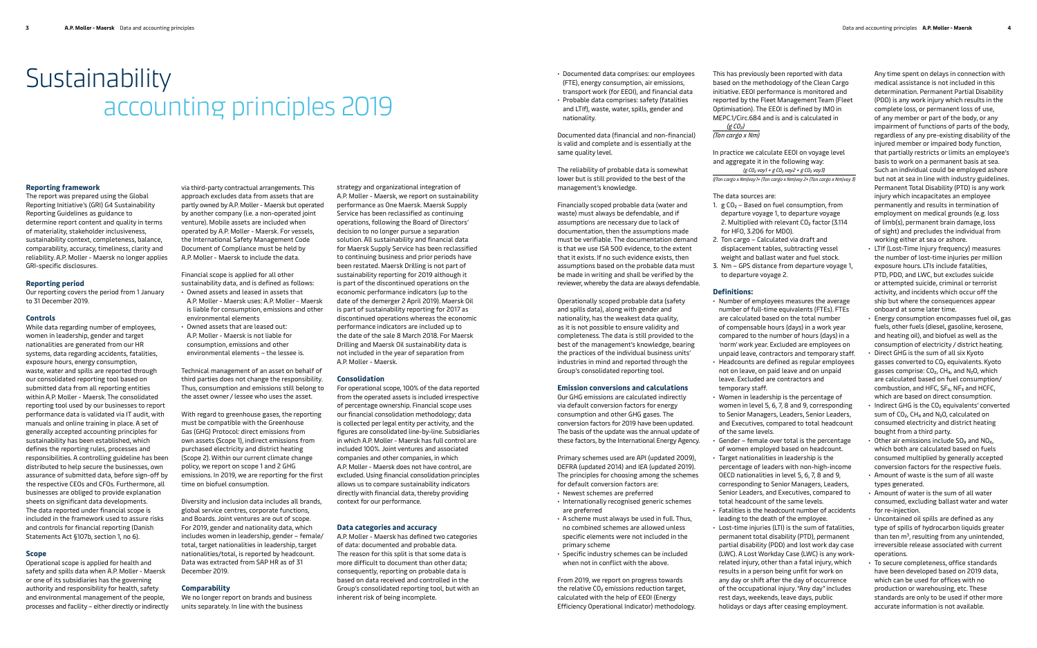# Sustainability accounting principles 2019

### Reporting framework

The report was prepared using the Global Reporting Initiative's (GRI) G4 Sustainability Reporting Guidelines as guidance to determine report content and quality in terms of materiality, stakeholder inclusiveness, sustainability context, completeness, balance, comparability, accuracy, timeliness, clarity and reliability. A.P. Moller - Maersk no longer applies GRI-specific disclosures.

### Reporting period

Our reporting covers the period from 1 January to 31 December 2019.

### Controls

While data regarding number of employees, women in leadership, gender and target nationalities are generated from our HR systems, data regarding accidents, fatalities, exposure hours, energy consumption, waste, water and spills are reported through our consolidated reporting tool based on submitted data from all reporting entities within A.P. Moller - Maersk. The consolidated reporting tool used by our businesses to report performance data is validated via IT audit, with manuals and online training in place. A set of generally accepted accounting principles for sustainability has been established, which defines the reporting rules, processes and responsibilities. A controlling guideline has been distributed to help secure the businesses, own assurance of submitted data, before sign-off by the respective CEOs and CFOs. Furthermore, all businesses are obliged to provide explanation sheets on significant data developments. The data reported under financial scope is included in the framework used to assure risks and controls for financial reporting (Danish Statements Act §107b, section 1, no 6).

### Scope

Operational scope is applied for health and safety and spills data when A.P. Moller - Maersk or one of its subsidiaries has the governing authority and responsibility for health, safety and environmental management of the people, processes and facility – either directly or indirectly via third-party contractual arrangements. This approach excludes data from assets that are partly owned by A.P. Moller - Maersk but operated by another company (i.e. a non-operated joint venture). Mobile assets are included when operated by A.P. Moller - Maersk. For vessels, the International Safety Management Code Document of Compliance must be held by A.P. Moller - Maersk to include the data.

Financial scope is applied for all other sustainability data, and is defined as follows:

- Owned assets and leased in assets that A.P. Moller - Maersk uses: A.P. Moller - Maersk is liable for consumption, emissions and other environmental elements
- Owned assets that are leased out: A.P. Moller - Maersk is not liable for consumption, emissions and other environmental elements – the lessee is.

Technical management of an asset on behalf of third parties does not change the responsibility. Thus, consumption and emissions still belong to the asset owner / lessee who uses the asset.

With regard to greenhouse gases, the reporting must be compatible with the Greenhouse Gas (GHG) Protocol: direct emissions from own assets (Scope 1), indirect emissions from purchased electricity and district heating (Scope 2). Within our current climate change policy, we report on scope 1 and 2 GHG emissions. In 2019, we are reporting for the first time on biofuel consumption.

Diversity and inclusion data includes all brands, global service centres, corporate functions, and Boards. Joint ventures are out of scope. For 2019, gender and nationality data, which includes women in leadership, gender – female/total, target nationalities in leadership, target nationalities/total, is reported by headcount. Data was extracted from SAP HR as of 31 December 2019.

### Comparability

We no longer report on brands and business units separately. In line with the business strategy and organizational integration of A.P. Moller - Maersk, we report on sustainability performance as One Maersk. Maersk Supply Service has been reclassified as continuing operations, following the Board of Directors' decision to no longer pursue a separation solution. All sustainability and financial data for Maersk Supply Service has been reclassified to continuing business and prior periods have been restated. Maersk Drilling is not part of sustainability reporting for 2019 although it is part of the discontinued operations on the economic performance indicators (up to the date of the demerger 2 April 2019). Maersk Oil is part of sustainability reporting for 2017 as discontinued operations whereas the economic performance indicators are included up to the date of the sale 8 March 2018. For Maersk Drilling and Maersk Oil sustainability data is not included in the year of separation from A.P. Moller - Maersk.

### Consolidation

For operational scope, 100% of the data reported from the operated assets is included irrespective of percentage ownership. Financial scope uses our financial consolidation methodology; data is collected per legal entity per activity, and the figures are consolidated line-by-line. Subsidiaries in which A.P. Moller - Maersk has full control are included 100%. Joint ventures and associated companies and other companies, in which A.P. Moller - Maersk does not have control, are excluded. Using financial consolidation principles allows us to compare sustainability indicators directly with financial data, thereby providing context for our performance.

### Data categories and accuracy

A.P. Moller - Maersk has defined two categories of data: documented and probable data. The reason for this split is that some data is more difficult to document than other data; consequently, reporting on probable data is based on data received and controlled in the Group's consolidated reporting tool, but with an inherent risk of being incomplete.

- Documented data comprises: our employees (FTE), energy consumption, air emissions, transport work (for EEOI), and financial data
- Probable data comprises: safety (fatalities and LTIf), waste, water, spills, gender and nationality.

Documented data (financial and non-financial) is valid and complete and is essentially at the same quality level.

The reliability of probable data is somewhat lower but is still provided to the best of the management's knowledge.

Financially scoped probable data (water and waste) must always be defendable, and if assumptions are necessary due to lack of documentation, then the assumptions made must be verifiable. The documentation demand is that we use ISA 500 evidence, to the extent that it exists. If no such evidence exists, then assumptions based on the probable data must be made in writing and shall be verified by the reviewer, whereby the data are always defendable.

Operationally scoped probable data (safety and spills data), along with gender and nationality, has the weakest data quality, as it is not possible to ensure validity and completeness. The data is still provided to the best of the management's knowledge, bearing the practices of the individual business units' industries in mind and reported through the Group's consolidated reporting tool.

### Emission conversions and calculations

Our GHG emissions are calculated indirectly via default conversion factors for energy consumption and other GHG gases. The conversion factors for 2019 have been updated. The basis of the update was the annual update of these factors, by the International Energy Agency.

Primary schemes used are API (updated 2009), DEFRA (updated 2014) and IEA (updated 2019). The principles for choosing among the schemes for default conversion factors are:

- Newest schemes are preferred
- Internationally recognised generic schemes are preferred
- A scheme must always be used in full. Thus, no combined schemes are allowed unless specific elements were not included in the primary scheme
- Specific industry schemes can be included when not in conflict with the above.

From 2019, we report on progress towards the relative $CO_2$ emissions reduction target, calculated with the help of EEOI (Energy Efficiency Operational Indicator) methodology. This has previously been reported with data based on the methodology of the Clean Cargo initiative. EEOI performance is monitored and reported by the Fleet Management Team (Fleet Optimisation). The EEOI is defined by IMO in MEPC.1/Circ.684 and is and is calculated in

$$\frac{(g\ CO_2)}{(Ton\ cargo \times Nm)}$$

In practice we calculate EEOI on voyage level and aggregate it in the following way:

$$\frac{(g\ CO_2\ voy1 + g\ CO_2\ voy2 + g\ CO_2\ voy3)}{((Ton\ cargo \times Nm)voy1 + (Ton\ cargo \times Nm)voy\ 2 + (Ton\ cargo \times Nm)voy3)}$$

The data sources are:

1. g $CO_2$ – Based on fuel consumption, from departure voyage 1, to departure voyage 2. Multiplied with relevant $CO_2$ factor (3.114 for HFO, 3.206 for MDO).
2. Ton cargo – Calculated via draft and displacement tables, subtracting vessel weight and ballast water and fuel stock.
3. Nm – GPS distance from departure voyage 1, to departure voyage 2.

### Definitions:

- Number of employees measures the average number of full-time equivalents (FTEs). FTEs are calculated based on the total number of compensable hours (days) in a work year compared to the number of hours (days) in a 'norm' work year. Excluded are employees on unpaid leave, contractors and temporary staff.
- Headcounts are defined as regular employees not on leave, on paid leave and on unpaid leave. Excluded are contractors and temporary staff.
- Women in leadership is the percentage of women in level 5, 6, 7, 8 and 9, corresponding to Senior Managers, Leaders, Senior Leaders, and Executives, compared to total headcount of the same levels.
- Gender – female over total is the percentage of women employed based on headcount.
- Target nationalities in leadership is the percentage of leaders with non-high-income OECD nationalities in level 5, 6, 7, 8 and 9, corresponding to Senior Managers, Leaders, Senior Leaders, and Executives, compared to total headcount of the same levels.
- Fatalities is the headcount number of accidents leading to the death of the employee.
- Lost-time injuries (LTI) is the sum of fatalities, permanent total disability (PTD), permanent partial disability (PDD) and lost work day case (LWC). A Lost Workday Case (LWC) is any work-related injury, other than a fatal injury, which results in a person being unfit for work on any day or shift after the day of occurrence of the occupational injury. "Any day" includes rest days, weekends, leave days, public holidays or days after ceasing employment. Any time spent on delays in connection with medical assistance is not included in this determination. Permanent Partial Disability (PDD) is any work injury which results in the complete loss, or permanent loss of use, of any member or part of the body, or any impairment of functions of parts of the body, regardless of any pre-existing disability of the injured member or impaired body function, that partially restricts or limits an employee's basis to work on a permanent basis at sea. Such an individual could be employed ashore but not at sea in line with industry guidelines. Permanent Total Disability (PTD) is any work injury which incapacitates an employee permanently and results in termination of employment on medical grounds (e.g. loss of limb(s), permanent brain damage, loss of sight) and precludes the individual from working either at sea or ashore.
- LTIf (Lost-Time Injury frequency) measures the number of lost-time injuries per million exposure hours. LTIs include fatalities, PTD, PDD, and LWC, but excludes suicide or attempted suicide, criminal or terrorist activity, and incidents which occur off the ship but where the consequences appear onboard at some later time.
- Energy consumption encompasses fuel oil, gas fuels, other fuels (diesel, gasoline, kerosene, and heating oil), and biofuel as well as the consumption of electricity / district heating.
- Direct GHG is the sum of all six Kyoto gasses converted to $CO_2$ equivalents. Kyoto gasses comprise: $CO_2$, $CH_4$, and $N_2O$, which are calculated based on fuel consumption/combustion, and HFC, $SF_6$, $NF_3$ and HCFC, which are based on direct consumption.
- Indirect GHG is the $CO_2$ equivalents' converted sum of $CO_2$, $CH_4$ and $N_2O$, calculated on consumed electricity and district heating bought from a third party.
- Other air emissions include $SO_x$ and $NO_x$, which both are calculated based on fuels consumed multiplied by generally accepted conversion factors for the respective fuels.
- Amount of waste is the sum of all waste types generated.
- Amount of water is the sum of all water consumed, excluding ballast water and water for re-injection.
- Uncontained oil spills are defined as any type of spills of hydrocarbon liquids greater than ten $m^3$, resulting from any unintended, irreversible release associated with current operations.
- To secure completeness, office standards have been developed based on 2019 data, which can be used for offices with no production or warehousing, etc. These standards are only to be used if other more accurate information is not available.